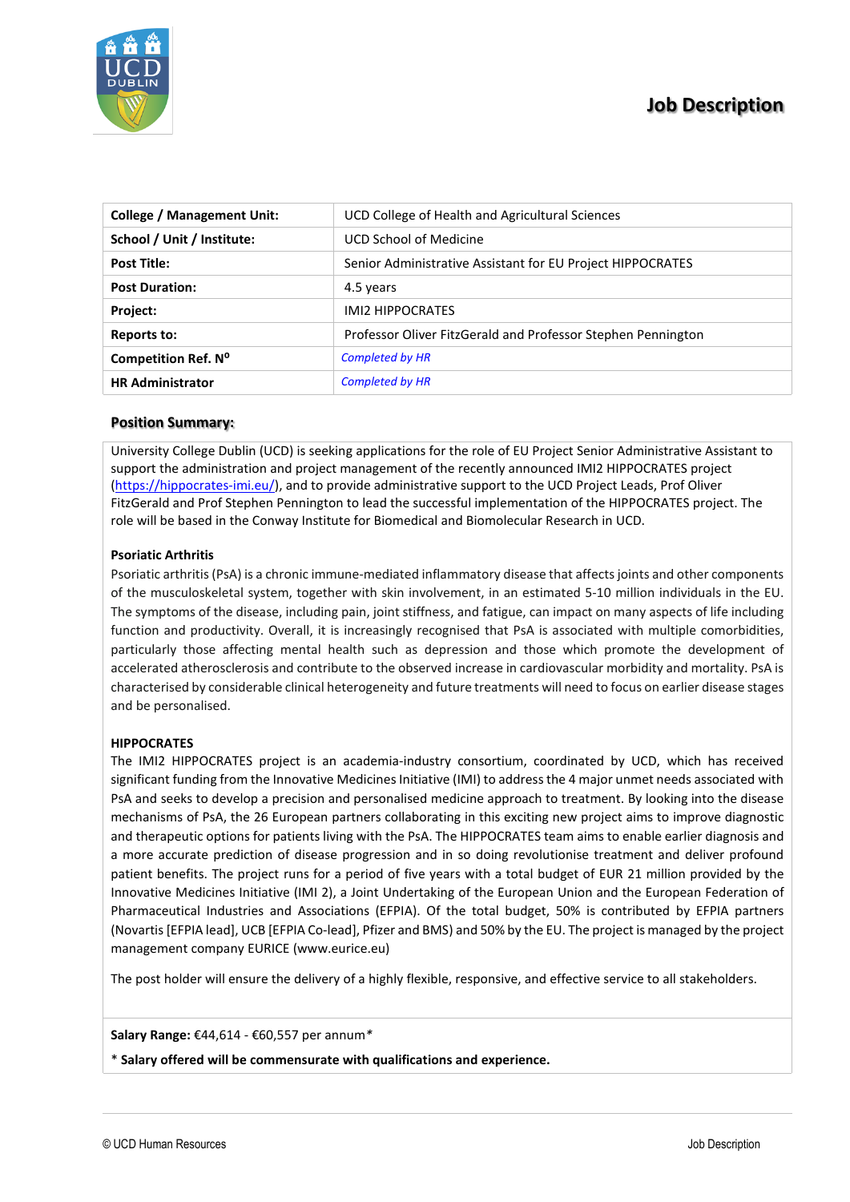# Job Description

| College / Management Unit: | UCD College of Health and Agricultural Sciences |
| --- | --- |
| School / Unit / Institute: | UCD School of Medicine |
| Post Title: | Senior Administrative Assistant for EU Project HIPPOCRATES |
| Post Duration: | 4.5 years |
| Project: | IMI2 HIPPOCRATES |
| Reports to: | Professor Oliver FitzGerald and Professor Stephen Pennington |
| Competition Ref. Nº | *Completed by HR* |
| HR Administrator | *Completed by HR* |

## Position Summary:

University College Dublin (UCD) is seeking applications for the role of EU Project Senior Administrative Assistant to support the administration and project management of the recently announced IMI2 HIPPOCRATES project (https://hippocrates-imi.eu/), and to provide administrative support to the UCD Project Leads, Prof Oliver FitzGerald and Prof Stephen Pennington to lead the successful implementation of the HIPPOCRATES project. The role will be based in the Conway Institute for Biomedical and Biomolecular Research in UCD.

**Psoriatic Arthritis**

Psoriatic arthritis (PsA) is a chronic immune-mediated inflammatory disease that affects joints and other components of the musculoskeletal system, together with skin involvement, in an estimated 5-10 million individuals in the EU. The symptoms of the disease, including pain, joint stiffness, and fatigue, can impact on many aspects of life including function and productivity. Overall, it is increasingly recognised that PsA is associated with multiple comorbidities, particularly those affecting mental health such as depression and those which promote the development of accelerated atherosclerosis and contribute to the observed increase in cardiovascular morbidity and mortality. PsA is characterised by considerable clinical heterogeneity and future treatments will need to focus on earlier disease stages and be personalised.

**HIPPOCRATES**

The IMI2 HIPPOCRATES project is an academia-industry consortium, coordinated by UCD, which has received significant funding from the Innovative Medicines Initiative (IMI) to address the 4 major unmet needs associated with PsA and seeks to develop a precision and personalised medicine approach to treatment. By looking into the disease mechanisms of PsA, the 26 European partners collaborating in this exciting new project aims to improve diagnostic and therapeutic options for patients living with the PsA. The HIPPOCRATES team aims to enable earlier diagnosis and a more accurate prediction of disease progression and in so doing revolutionise treatment and deliver profound patient benefits. The project runs for a period of five years with a total budget of EUR 21 million provided by the Innovative Medicines Initiative (IMI 2), a Joint Undertaking of the European Union and the European Federation of Pharmaceutical Industries and Associations (EFPIA). Of the total budget, 50% is contributed by EFPIA partners (Novartis [EFPIA lead], UCB [EFPIA Co-lead], Pfizer and BMS) and 50% by the EU. The project is managed by the project management company EURICE (www.eurice.eu)

The post holder will ensure the delivery of a highly flexible, responsive, and effective service to all stakeholders.

**Salary Range:** €44,614 - €60,557 per annum*

**\* Salary offered will be commensurate with qualifications and experience.**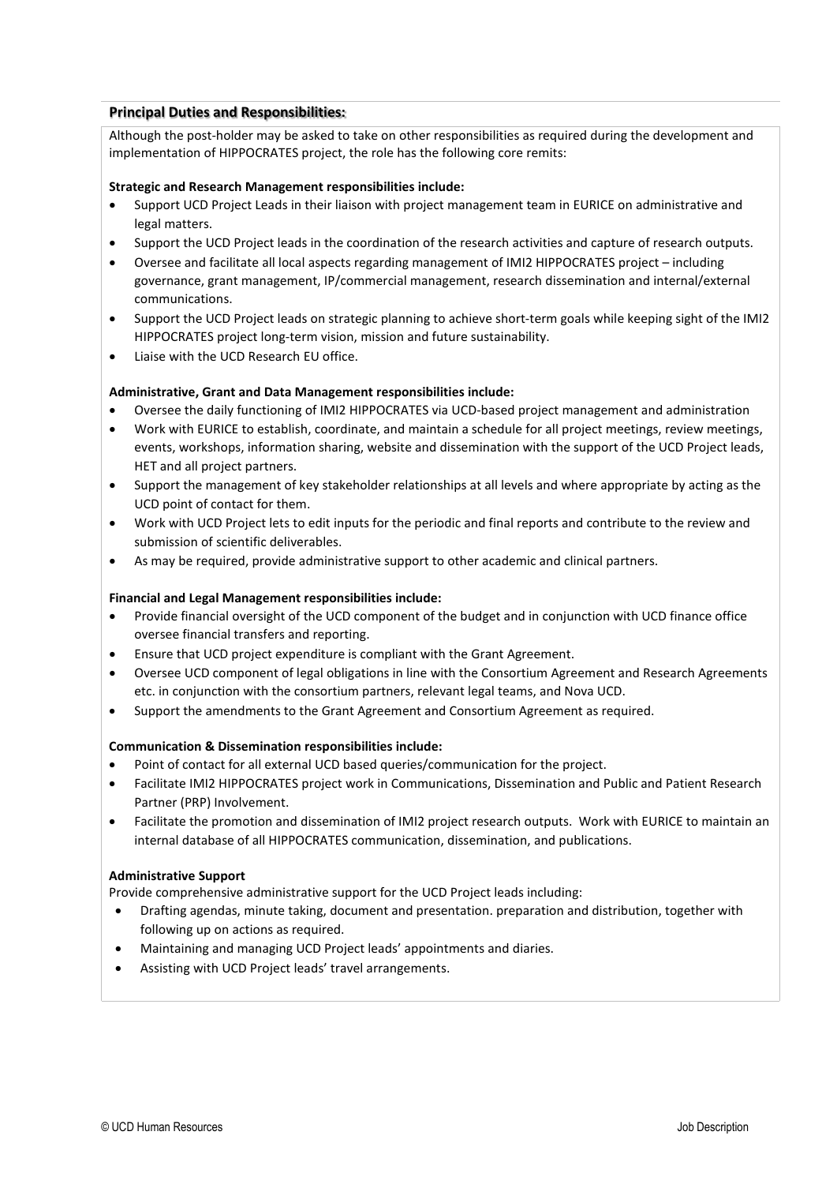## Principal Duties and Responsibilities:

Although the post-holder may be asked to take on other responsibilities as required during the development and implementation of HIPPOCRATES project, the role has the following core remits:

**Strategic and Research Management responsibilities include:**

- Support UCD Project Leads in their liaison with project management team in EURICE on administrative and legal matters.
- Support the UCD Project leads in the coordination of the research activities and capture of research outputs.
- Oversee and facilitate all local aspects regarding management of IMI2 HIPPOCRATES project – including governance, grant management, IP/commercial management, research dissemination and internal/external communications.
- Support the UCD Project leads on strategic planning to achieve short-term goals while keeping sight of the IMI2 HIPPOCRATES project long-term vision, mission and future sustainability.
- Liaise with the UCD Research EU office.

**Administrative, Grant and Data Management responsibilities include:**

- Oversee the daily functioning of IMI2 HIPPOCRATES via UCD-based project management and administration
- Work with EURICE to establish, coordinate, and maintain a schedule for all project meetings, review meetings, events, workshops, information sharing, website and dissemination with the support of the UCD Project leads, HET and all project partners.
- Support the management of key stakeholder relationships at all levels and where appropriate by acting as the UCD point of contact for them.
- Work with UCD Project lets to edit inputs for the periodic and final reports and contribute to the review and submission of scientific deliverables.
- As may be required, provide administrative support to other academic and clinical partners.

**Financial and Legal Management responsibilities include:**

- Provide financial oversight of the UCD component of the budget and in conjunction with UCD finance office oversee financial transfers and reporting.
- Ensure that UCD project expenditure is compliant with the Grant Agreement.
- Oversee UCD component of legal obligations in line with the Consortium Agreement and Research Agreements etc. in conjunction with the consortium partners, relevant legal teams, and Nova UCD.
- Support the amendments to the Grant Agreement and Consortium Agreement as required.

**Communication & Dissemination responsibilities include:**

- Point of contact for all external UCD based queries/communication for the project.
- Facilitate IMI2 HIPPOCRATES project work in Communications, Dissemination and Public and Patient Research Partner (PRP) Involvement.
- Facilitate the promotion and dissemination of IMI2 project research outputs. Work with EURICE to maintain an internal database of all HIPPOCRATES communication, dissemination, and publications.

**Administrative Support**

Provide comprehensive administrative support for the UCD Project leads including:

- Drafting agendas, minute taking, document and presentation. preparation and distribution, together with following up on actions as required.
- Maintaining and managing UCD Project leads' appointments and diaries.
- Assisting with UCD Project leads' travel arrangements.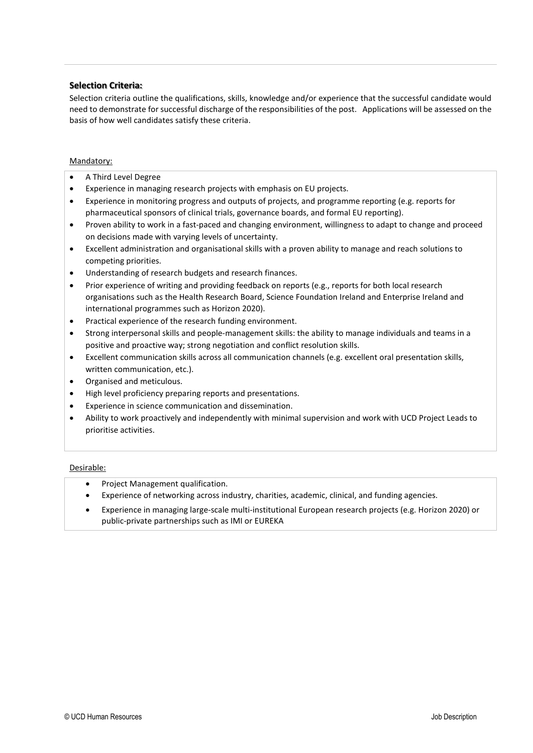## Selection Criteria:

Selection criteria outline the qualifications, skills, knowledge and/or experience that the successful candidate would need to demonstrate for successful discharge of the responsibilities of the post. Applications will be assessed on the basis of how well candidates satisfy these criteria.

Mandatory:

- A Third Level Degree
- Experience in managing research projects with emphasis on EU projects.
- Experience in monitoring progress and outputs of projects, and programme reporting (e.g. reports for pharmaceutical sponsors of clinical trials, governance boards, and formal EU reporting).
- Proven ability to work in a fast-paced and changing environment, willingness to adapt to change and proceed on decisions made with varying levels of uncertainty.
- Excellent administration and organisational skills with a proven ability to manage and reach solutions to competing priorities.
- Understanding of research budgets and research finances.
- Prior experience of writing and providing feedback on reports (e.g., reports for both local research organisations such as the Health Research Board, Science Foundation Ireland and Enterprise Ireland and international programmes such as Horizon 2020).
- Practical experience of the research funding environment.
- Strong interpersonal skills and people-management skills: the ability to manage individuals and teams in a positive and proactive way; strong negotiation and conflict resolution skills.
- Excellent communication skills across all communication channels (e.g. excellent oral presentation skills, written communication, etc.).
- Organised and meticulous.
- High level proficiency preparing reports and presentations.
- Experience in science communication and dissemination.
- Ability to work proactively and independently with minimal supervision and work with UCD Project Leads to prioritise activities.

Desirable:

- Project Management qualification.
- Experience of networking across industry, charities, academic, clinical, and funding agencies.
- Experience in managing large-scale multi-institutional European research projects (e.g. Horizon 2020) or public-private partnerships such as IMI or EUREKA